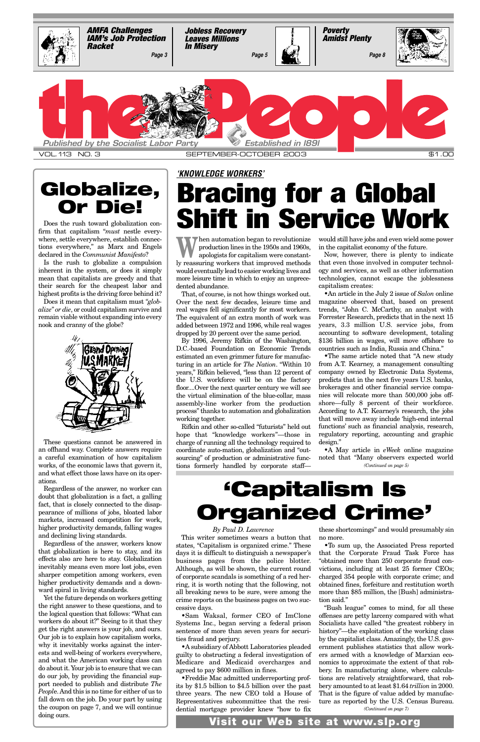**AMFA Challenges IAM's Job Protection Racket** — Page 3

**Jobless Recovery Leaves Millions In Misery** — Page 5

**Poverty Amidst Plenty** — Page 8

# the People

*Published by the Socialist Labor Party* — *Established in 1891*

VOL. 113 NO. 3 — SEPTEMBER-OCTOBER 2003 — $1.00

## Globalize, Or Die!

Does the rush toward globalization confirm that capitalism *"must* nestle everywhere, settle everywhere, establish connections everywhere," as Marx and Engels declared in the *Communist Manifesto*?

Is the rush to globalize a compulsion inherent in the system, or does it simply mean that capitalists are greedy and that their search for the cheapest labor and highest profits is the driving force behind it?

Does it mean that capitalism must *"globalize" or die*, or could capitalism survive and remain viable without expanding into every nook and cranny of the globe?

These questions cannot be answered in an offhand way. Complete answers require a careful examination of how capitalism works, of the economic laws that govern it, and what effect those laws have on its operations.

Regardless of the answer, no worker can doubt that globalization is a fact, a galling fact, that is closely connected to the disappearance of millions of jobs, bloated labor markets, increased competition for work, higher productivity demands, falling wages and declining living standards.

Regardless of the answer, workers know that globalization is here to stay, and its effects also are here to stay. Globalization inevitably means even more lost jobs, even sharper competition among workers, even higher productivity demands and a downward spiral in living standards.

Yet the future depends on workers getting the right answer to these questions, and to the logical question that follows: "What can workers do about it?" Seeing to it that they get the right answers is your job, and ours. Our job is to explain how capitalism works, why it inevitably works against the interests and well-being of workers everywhere, and what the American working class can do about it. Your job is to ensure that we can do our job, by providing the financial support needed to publish and distribute *The People*. And this is no time for either of us to fall down on the job. Do your part by using the coupon on page 7, and we will continue doing ours.

*'KNOWLEDGE WORKERS'*

## Bracing for a Global Shift in Service Work

When automation began to revolutionize production lines in the 1950s and 1960s, apologists for capitalism were constantly reassuring workers that improved methods would eventually lead to easier working lives and more leisure time in which to enjoy an unprecedented abundance.

That, of course, is not how things worked out. Over the next few decades, leisure time and real wages fell significantly for most workers. The equivalent of an extra month of work was added between 1972 and 1996, while real wages dropped by 20 percent over the same period.

By 1996, Jeremy Rifkin of the Washington, D.C.-based Foundation on Economic Trends estimated an even grimmer future for manufacturing in an article for *The Nation*. "Within 10 years," Rifkin believed, "less than 12 percent of the U.S. workforce will be on the factory floor....Over the next quarter century we will see the virtual elimination of the blue-collar, mass assembly-line worker from the production process" thanks to automation and globalization working together.

Rifkin and other so-called "futurists" held out hope that "knowledge workers"—those in charge of running all the technology required to coordinate auto-mation, globalization and "outsourcing" of production or administrative functions formerly handled by corporate staff—would still have jobs and even wield some power in the capitalist economy of the future.

Now, however, there is plenty to indicate that even those involved in computer technology and services, as well as other information technologies, cannot escape the joblessness capitalism creates:

•An article in the July 2 issue of *Salon* online magazine observed that, based on present trends, "John C. McCarthy, an analyst with Forrester Research, predicts that in the next 15 years, 3.3 million U.S. service jobs, from accounting to software development, totaling $136 billion in wages, will move offshore to countries such as India, Russia and China."

•The same article noted that "A new study from A.T. Kearney, a management consulting company owned by Electronic Data Systems, predicts that in the next five years U.S. banks, brokerages and other financial service companies will relocate more than 500,000 jobs offshore—fully 8 percent of their workforce. According to A.T. Kearney's research, the jobs that will move away include 'high-end internal functions' such as financial analysis, research, regulatory reporting, accounting and graphic design."

•A May article in *eWeek* online magazine noted that "Many observers expected world

*(Continued on page 5)*

## 'Capitalism Is Organized Crime'

*By Paul D. Lawrence*

This writer sometimes wears a button that states, "Capitalism is organized crime." These days it is difficult to distinguish a newspaper's business pages from the police blotter. Although, as will be shown, the current round of corporate scandals is something of a red herring, it is worth noting that the following, not all breaking news to be sure, were among the crime reports on the business pages on two successive days.

•Sam Waksal, former CEO of ImClone Systems Inc., began serving a federal prison sentence of more than seven years for securities fraud and perjury.

•A subsidiary of Abbott Laboratories pleaded guilty to obstructing a federal investigation of Medicare and Medicaid overcharges and agreed to pay $600 million in fines.

•Freddie Mac admitted underreporting profits by $1.5 billion to $4.5 billion over the past three years. The new CEO told a House of Representatives subcommittee that the residential mortgage provider knew "how to fix these shortcomings" and would presumably sin no more.

•To sum up, the Associated Press reported that the Corporate Fraud Task Force has "obtained more than 250 corporate fraud convictions, including at least 25 former CEOs; charged 354 people with corporate crime; and obtained fines, forfeiture and restitution worth more than $85 million, the [Bush] administration said."

"Bush league" comes to mind, for all these offenses are petty larceny compared with what Socialists have called "the greatest robbery in history"—the exploitation of the working class by the capitalist class. Amazingly, the U.S. government publishes statistics that allow workers armed with a knowledge of Marxian economics to approximate the extent of that robbery. In manufacturing alone, where calculations are relatively straightforward, that robbery amounted to at least $1.64 *trillion* in 2000. That is the figure of value added by manufacture as reported by the U.S. Census Bureau.

*(Continued on page 7)*

**Visit our Web site at www.slp.org**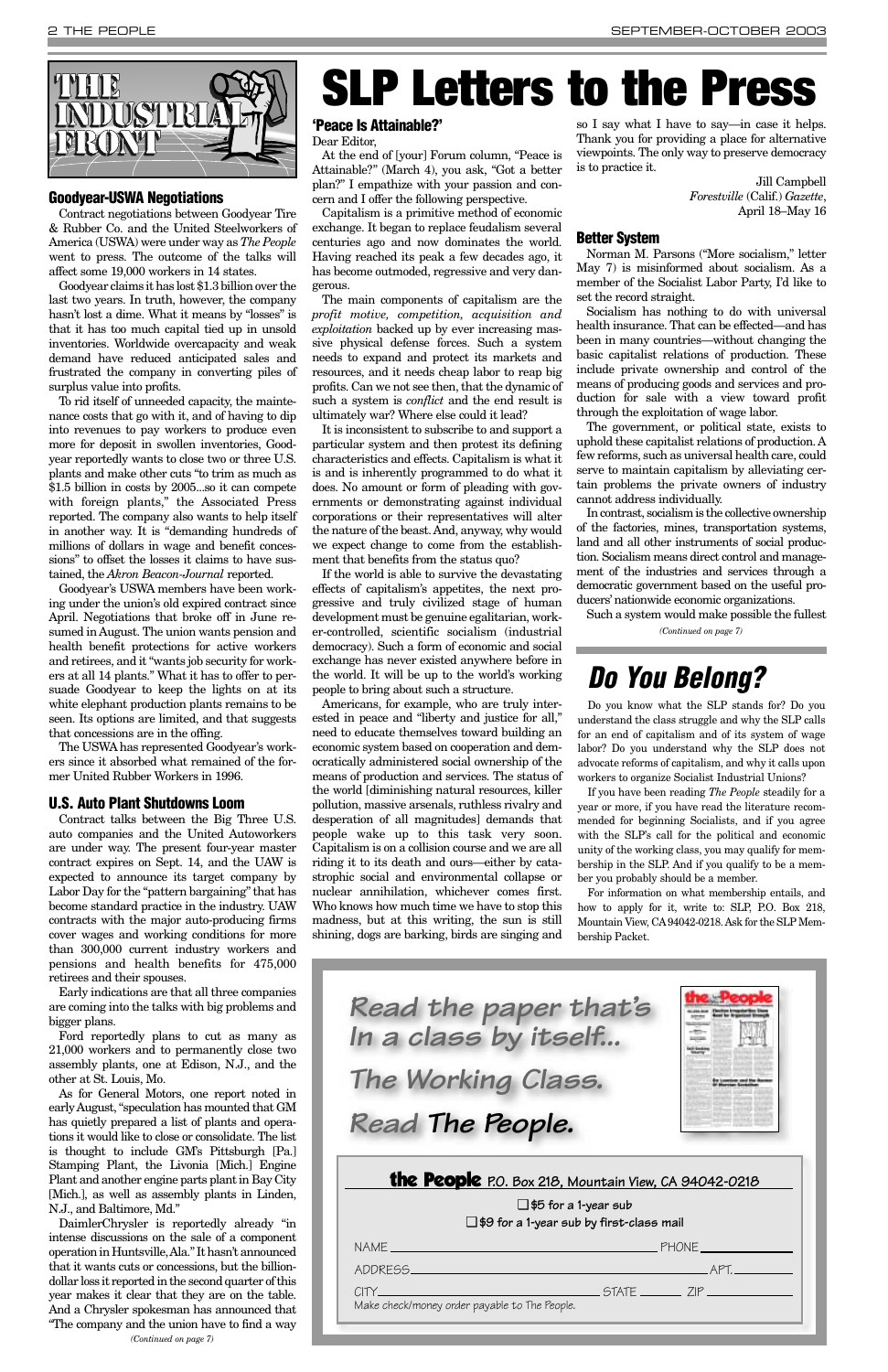# The Industrial Front

### Goodyear-USWA Negotiations

Contract negotiations between Goodyear Tire & Rubber Co. and the United Steelworkers of America (USWA) were under way as *The People* went to press. The outcome of the talks will affect some 19,000 workers in 14 states.

Goodyear claims it has lost $1.3 billion over the last two years. In truth, however, the company hasn't lost a dime. What it means by "losses" is that it has too much capital tied up in unsold inventories. Worldwide overcapacity and weak demand have reduced anticipated sales and frustrated the company in converting piles of surplus value into profits.

To rid itself of unneeded capacity, the maintenance costs that go with it, and of having to dip into revenues to pay workers to produce even more for deposit in swollen inventories, Goodyear reportedly wants to close two or three U.S. plants and make other cuts "to trim as much as $1.5 billion in costs by 2005...so it can compete with foreign plants," the Associated Press reported. The company also wants to help itself in another way. It is "demanding hundreds of millions of dollars in wage and benefit concessions" to offset the losses it claims to have sustained, the *Akron Beacon-Journal* reported.

Goodyear's USWA members have been working under the union's old expired contract since April. Negotiations that broke off in June resumed in August. The union wants pension and health benefit protections for active workers and retirees, and it "wants job security for workers at all 14 plants." What it has to offer to persuade Goodyear to keep the lights on at its white elephant production plants remains to be seen. Its options are limited, and that suggests that concessions are in the offing.

The USWA has represented Goodyear's workers since it absorbed what remained of the former United Rubber Workers in 1996.

### U.S. Auto Plant Shutdowns Loom

Contract talks between the Big Three U.S. auto companies and the United Autoworkers are under way. The present four-year master contract expires on Sept. 14, and the UAW is expected to announce its target company by Labor Day for the "pattern bargaining" that has become standard practice in the industry. UAW contracts with the major auto-producing firms cover wages and working conditions for more than 300,000 current industry workers and pensions and health benefits for 475,000 retirees and their spouses.

Early indications are that all three companies are coming into the talks with big problems and bigger plans.

Ford reportedly plans to cut as many as 21,000 workers and to permanently close two assembly plants, one at Edison, N.J., and the other at St. Louis, Mo.

As for General Motors, one report noted in early August, "speculation has mounted that GM has quietly prepared a list of plants and operations it would like to close or consolidate. The list is thought to include GM's Pittsburgh [Pa.] Stamping Plant, the Livonia [Mich.] Engine Plant and another engine parts plant in Bay City [Mich.], as well as assembly plants in Linden, N.J., and Baltimore, Md."

DaimlerChrysler is reportedly already "in intense discussions on the sale of a component operation in Huntsville, Ala." It hasn't announced that it wants cuts or concessions, but the billion-dollar loss it reported in the second quarter of this year makes it clear that they are on the table. And a Chrysler spokesman has announced that "The company and the union have to find a way

*(Continued on page 7)*

# SLP Letters to the Press

### 'Peace Is Attainable?'

Dear Editor,

At the end of [your] Forum column, "Peace is Attainable?" (March 4), you ask, "Got a better plan?" I empathize with your passion and concern and I offer the following perspective.

Capitalism is a primitive method of economic exchange. It began to replace feudalism several centuries ago and now dominates the world. Having reached its peak a few decades ago, it has become outmoded, regressive and very dangerous.

The main components of capitalism are the *profit motive, competition, acquisition and exploitation* backed up by ever increasing massive physical defense forces. Such a system needs to expand and protect its markets and resources, and it needs cheap labor to reap big profits. Can we not see then, that the dynamic of such a system is *conflict* and the end result is ultimately war? Where else could it lead?

It is inconsistent to subscribe to and support a particular system and then protest its defining characteristics and effects. Capitalism is what it is and is inherently programmed to do what it does. No amount or form of pleading with governments or demonstrating against individual corporations or their representatives will alter the nature of the beast. And, anyway, why would we expect change to come from the establishment that benefits from the status quo?

If the world is able to survive the devastating effects of capitalism's appetites, the next progressive and truly civilized stage of human development must be genuine egalitarian, worker-controlled, scientific socialism (industrial democracy). Such a form of economic and social exchange has never existed anywhere before in the world. It will be up to the world's working people to bring about such a structure.

Americans, for example, who are truly interested in peace and "liberty and justice for all," need to educate themselves toward building an economic system based on cooperation and democratically administered social ownership of the means of production and services. The status of the world [diminishing natural resources, killer pollution, massive arsenals, ruthless rivalry and desperation of all magnitudes] demands that people wake up to this task very soon. Capitalism is on a collision course and we are all riding it to its death and ours—either by catastrophic social and environmental collapse or nuclear annihilation, whichever comes first. Who knows how much time we have to stop this madness, but at this writing, the sun is still shining, dogs are barking, birds are singing and so I say what I have to say—in case it helps. Thank you for providing a place for alternative viewpoints. The only way to preserve democracy is to practice it.

Jill Campbell
*Forestville* (Calif.) *Gazette*,
April 18–May 16

### Better System

Norman M. Parsons ("More socialism," letter May 7) is misinformed about socialism. As a member of the Socialist Labor Party, I'd like to set the record straight.

Socialism has nothing to do with universal health insurance. That can be effected—and has been in many countries—without changing the basic capitalist relations of production. These include private ownership and control of the means of producing goods and services and production for sale with a view toward profit through the exploitation of wage labor.

The government, or political state, exists to uphold these capitalist relations of production. A few reforms, such as universal health care, could serve to maintain capitalism by alleviating certain problems the private owners of industry cannot address individually.

In contrast, socialism is the collective ownership of the factories, mines, transportation systems, land and all other instruments of social production. Socialism means direct control and management of the industries and services through a democratic government based on the useful producers' nationwide economic organizations.

Such a system would make possible the fullest

*(Continued on page 7)*

## Do You Belong?

Do you know what the SLP stands for? Do you understand the class struggle and why the SLP calls for an end of capitalism and of its system of wage labor? Do you understand why the SLP does not advocate reforms of capitalism, and why it calls upon workers to organize Socialist Industrial Unions?

If you have been reading *The People* steadily for a year or more, if you have read the literature recommended for beginning Socialists, and if you agree with the SLP's call for the political and economic unity of the working class, you may qualify for membership in the SLP. And if you qualify to be a member you probably should be a member.

For information on what membership entails, and how to apply for it, write to: SLP, P.O. Box 218, Mountain View, CA 94042-0218. Ask for the SLP Membership Packet.

*Read the paper that's In a class by itself...*

*The Working Class.*

*Read* ***The People.***

**the People** P.O. Box 218, Mountain View, CA 94042-0218

☐ $5 for a 1-year sub

☐ $9 for a 1-year sub by first-class mail

NAME ______________ PHONE ______

ADDRESS ______________ APT. ______

CITY ______________ STATE ______ ZIP ______

Make check/money order payable to The People.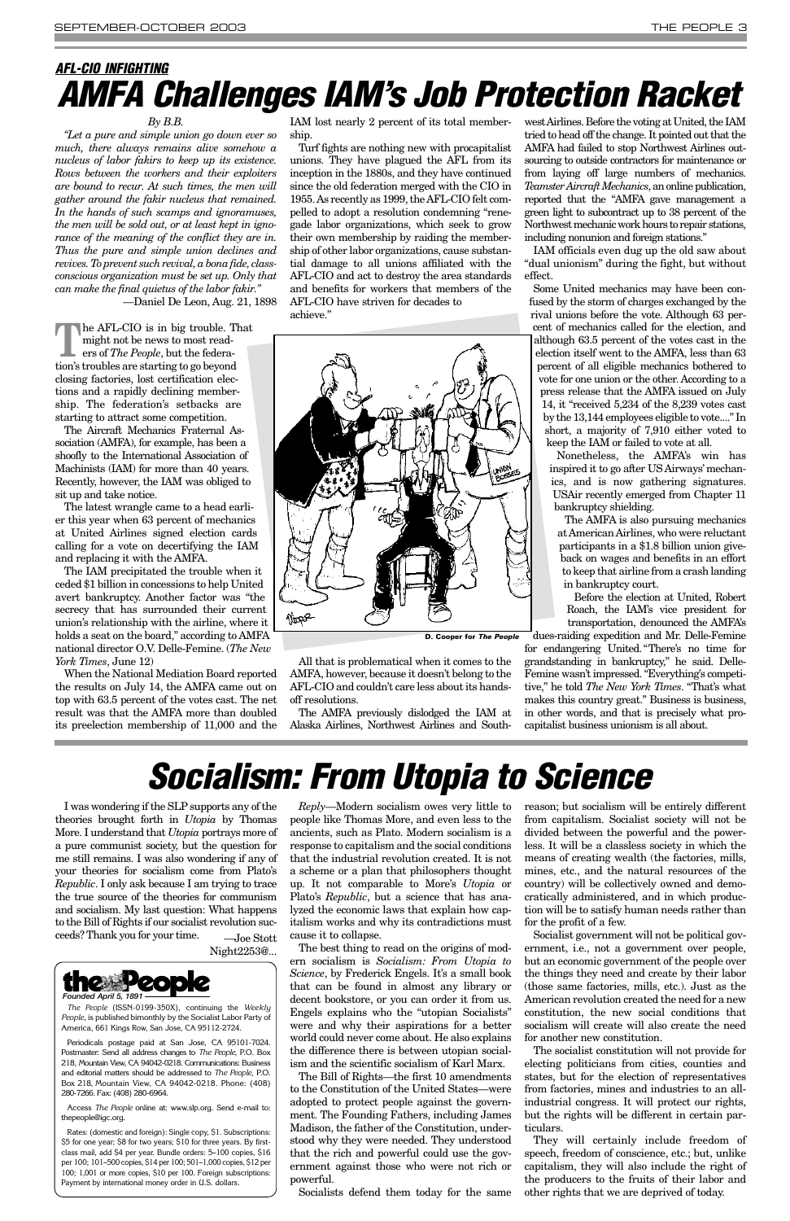***AFL-CIO INFIGHTING***

# *AMFA Challenges IAM's Job Protection Racket*

*By B.B.*

*"Let a pure and simple union go down ever so much, there always remains alive somehow a nucleus of labor fakirs to keep up its existence. Rows between the workers and their exploiters are bound to recur. At such times, the men will gather around the fakir nucleus that remained. In the hands of such scamps and ignoramuses, the men will be sold out, or at least kept in ignorance of the meaning of the conflict they are in. Thus the pure and simple union declines and revives. To prevent such revival, a bona fide, class-conscious organization must be set up. Only that can make the final quietus of the labor fakir."*

—Daniel De Leon, Aug. 21, 1898

The AFL-CIO is in big trouble. That might not be news to most readers of *The People*, but the federation's troubles are starting to go beyond closing factories, lost certification elections and a rapidly declining membership. The federation's setbacks are starting to attract some competition.

The Aircraft Mechanics Fraternal Association (AMFA), for example, has been a shoofly to the International Association of Machinists (IAM) for more than 40 years. Recently, however, the IAM was obliged to sit up and take notice.

The latest wrangle came to a head earlier this year when 63 percent of mechanics at United Airlines signed election cards calling for a vote on decertifying the IAM and replacing it with the AMFA.

The IAM precipitated the trouble when it ceded $1 billion in concessions to help United avert bankruptcy. Another factor was "the secrecy that has surrounded their current union's relationship with the airline, where it holds a seat on the board," according to AMFA national director O.V. Delle-Femine. (*The New York Times*, June 12)

When the National Mediation Board reported the results on July 14, the AMFA came out on top with 63.5 percent of the votes cast. The net result was that the AMFA more than doubled its preelection membership of 11,000 and the IAM lost nearly 2 percent of its total membership.

Turf fights are nothing new with procapitalist unions. They have plagued the AFL from its inception in the 1880s, and they have continued since the old federation merged with the CIO in 1955. As recently as 1999, the AFL-CIO felt compelled to adopt a resolution condemning "renegade labor organizations, which seek to grow their own membership by raiding the membership of other labor organizations, cause substantial damage to all unions affiliated with the AFL-CIO and act to destroy the area standards and benefits for workers that members of the AFL-CIO have striven for decades to achieve."

D. Cooper for *The People*

All that is problematical when it comes to the AMFA, however, because it doesn't belong to the AFL-CIO and couldn't care less about its hands-off resolutions.

The AMFA previously dislodged the IAM at Alaska Airlines, Northwest Airlines and Southwest Airlines. Before the voting at United, the IAM tried to head off the change. It pointed out that the AMFA had failed to stop Northwest Airlines outsourcing to outside contractors for maintenance or from laying off large numbers of mechanics. *Teamster Aircraft Mechanics*, an online publication, reported that the "AMFA gave management a green light to subcontract up to 38 percent of the Northwest mechanic work hours to repair stations, including nonunion and foreign stations."

IAM officials even dug up the old saw about "dual unionism" during the fight, but without effect.

Some United mechanics may have been confused by the storm of charges exchanged by the rival unions before the vote. Although 63 percent of mechanics called for the election, and although 63.5 percent of the votes cast in the election itself went to the AMFA, less than 63 percent of all eligible mechanics bothered to vote for one union or the other. According to a press release that the AMFA issued on July 14, it "received 5,234 of the 8,239 votes cast by the 13,144 employees eligible to vote...." In short, a majority of 7,910 either voted to keep the IAM or failed to vote at all.

Nonetheless, the AMFA's win has inspired it to go after US Airways' mechanics, and is now gathering signatures. USAir recently emerged from Chapter 11 bankruptcy shielding.

The AMFA is also pursuing mechanics at American Airlines, who were reluctant participants in a $1.8 billion union giveback on wages and benefits in an effort to keep that airline from a crash landing in bankruptcy court.

Before the election at United, Robert Roach, the IAM's vice president for transportation, denounced the AMFA's dues-raiding expedition and Mr. Delle-Femine for endangering United. "There's no time for grandstanding in bankruptcy," he said. Delle-Femine wasn't impressed. "Everything's competitive," he told *The New York Times*. "That's what makes this country great." Business is business, in other words, and that is precisely what procapitalist business unionism is all about.

# *Socialism: From Utopia to Science*

I was wondering if the SLP supports any of the theories brought forth in *Utopia* by Thomas More. I understand that *Utopia* portrays more of a pure communist society, but the question for me still remains. I was also wondering if any of your theories for socialism come from Plato's *Republic*. I only ask because I am trying to trace the true source of the theories for communism and socialism. My last question: What happens to the Bill of Rights if our socialist revolution succeeds? Thank you for your time.

—Joe Stott
Night2253@...

*Reply*—Modern socialism owes very little to people like Thomas More, and even less to the ancients, such as Plato. Modern socialism is a response to capitalism and the social conditions that the industrial revolution created. It is not a scheme or a plan that philosophers thought up. It not comparable to More's *Utopia* or Plato's *Republic*, but a science that has analyzed the economic laws that explain how capitalism works and why its contradictions must cause it to collapse.

The best thing to read on the origins of modern socialism is *Socialism: From Utopia to Science*, by Frederick Engels. It's a small book that can be found in almost any library or decent bookstore, or you can order it from us. Engels explains who the "utopian Socialists" were and why their aspirations for a better world could never come about. He also explains the difference there is between utopian socialism and the scientific socialism of Karl Marx.

The Bill of Rights—the first 10 amendments to the Constitution of the United States—were adopted to protect people against the government. The Founding Fathers, including James Madison, the father of the Constitution, understood why they were needed. They understood that the rich and powerful could use the government against those who were not rich or powerful.

Socialists defend them today for the same reason; but socialism will be entirely different from capitalism. Socialist society will not be divided between the powerful and the powerless. It will be a classless society in which the means of creating wealth (the factories, mills, mines, etc., and the natural resources of the country) will be collectively owned and democratically administered, and in which production will be to satisfy human needs rather than for the profit of a few.

Socialist government will not be political government, i.e., not a government over people, but an economic government of the people over the things they need and create by their labor (those same factories, mills, etc.). Just as the American revolution created the need for a new constitution, the new social conditions that socialism will create will also create the need for another new constitution.

The socialist constitution will not provide for electing politicians from cities, counties and states, but for the election of representatives from factories, mines and industries to an all-industrial congress. It will protect our rights, but the rights will be different in certain particulars.

They will certainly include freedom of speech, freedom of conscience, etc.; but, unlike capitalism, they will also include the right of the producers to the fruits of their labor and other rights that we are deprived of today.

---

**the People**
*Founded April 5, 1891*

*The People* (ISSN-0199-350X), continuing the *Weekly People*, is published bimonthly by the Socialist Labor Party of America, 661 Kings Row, San Jose, CA 95112-2724.

Periodicals postage paid at San Jose, CA 95101-7024. Postmaster: Send all address changes to *The People*, P.O. Box 218, Mountain View, CA 94042-0218. Communications: Business and editorial matters should be addressed to *The People*, P.O. Box 218, Mountain View, CA 94042-0218. Phone: (408) 280-7266. Fax: (408) 280-6964.

Access *The People* online at: www.slp.org. Send e-mail to: thepeople@igc.org.

Rates: (domestic and foreign): Single copy, $1. Subscriptions: $5 for one year; $8 for two years; $10 for three years. By first-class mail, add $4 per year. Bundle orders: 5–100 copies, $16 per 100; 101–500 copies, $14 per 100; 501–1,000 copies, $12 per 100; 1,001 or more copies, $10 per 100. Foreign subscriptions: Payment by international money order in U.S. dollars.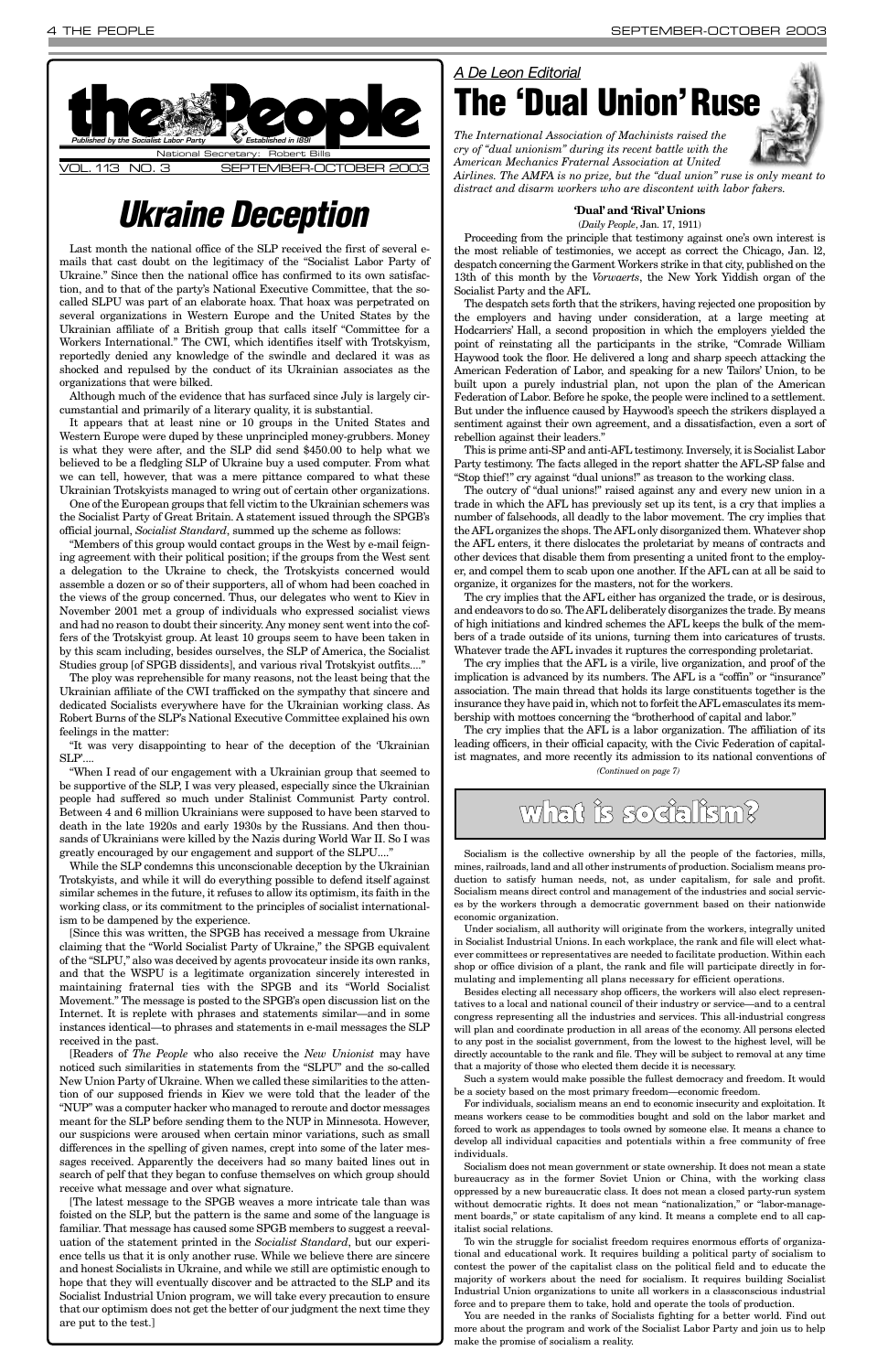# the People

*Published by the Socialist Labor Party* — *Established in 1891*

National Secretary: Robert Bills

VOL. 113 NO. 3 — SEPTEMBER-OCTOBER 2003

# *Ukraine Deception*

Last month the national office of the SLP received the first of several e-mails that cast doubt on the legitimacy of the "Socialist Labor Party of Ukraine." Since then the national office has confirmed to its own satisfaction, and to that of the party's National Executive Committee, that the so-called SLPU was part of an elaborate hoax. That hoax was perpetrated on several organizations in Western Europe and the United States by the Ukrainian affiliate of a British group that calls itself "Committee for a Workers International." The CWI, which identifies itself with Trotskyism, reportedly denied any knowledge of the swindle and declared it was as shocked and repulsed by the conduct of its Ukrainian associates as the organizations that were bilked.

Although much of the evidence that has surfaced since July is largely circumstantial and primarily of a literary quality, it is substantial.

It appears that at least nine or 10 groups in the United States and Western Europe were duped by these unprincipled money-grubbers. Money is what they were after, and the SLP did send $450.00 to help what we believed to be a fledgling SLP of Ukraine buy a used computer. From what we can tell, however, that was a mere pittance compared to what these Ukrainian Trotskyists managed to wring out of certain other organizations.

One of the European groups that fell victim to the Ukrainian schemers was the Socialist Party of Great Britain. A statement issued through the SPGB's official journal, *Socialist Standard*, summed up the scheme as follows:

"Members of this group would contact groups in the West by e-mail feigning agreement with their political position; if the groups from the West sent a delegation to the Ukraine to check, the Trotskyists concerned would assemble a dozen or so of their supporters, all of whom had been coached in the views of the group concerned. Thus, our delegates who went to Kiev in November 2001 met a group of individuals who expressed socialist views and had no reason to doubt their sincerity. Any money sent went into the coffers of the Trotskyist group. At least 10 groups seem to have been taken in by this scam including, besides ourselves, the SLP of America, the Socialist Studies group [of SPGB dissidents], and various rival Trotskyist outfits...."

The ploy was reprehensible for many reasons, not the least being that the Ukrainian affiliate of the CWI trafficked on the sympathy that sincere and dedicated Socialists everywhere have for the Ukrainian working class. As Robert Burns of the SLP's National Executive Committee explained his own feelings in the matter:

"It was very disappointing to hear of the deception of the 'Ukrainian SLP'....

"When I read of our engagement with a Ukrainian group that seemed to be supportive of the SLP, I was very pleased, especially since the Ukrainian people had suffered so much under Stalinist Communist Party control. Between 4 and 6 million Ukrainians were supposed to have been starved to death in the late 1920s and early 1930s by the Russians. And then thousands of Ukrainians were killed by the Nazis during World War II. So I was greatly encouraged by our engagement and support of the SLPU...."

While the SLP condemns this unconscionable deception by the Ukrainian Trotskyists, and while it will do everything possible to defend itself against similar schemes in the future, it refuses to allow its optimism, its faith in the working class, or its commitment to the principles of socialist internationalism to be dampened by the experience.

[Since this was written, the SPGB has received a message from Ukraine claiming that the "World Socialist Party of Ukraine," the SPGB equivalent of the "SLPU," also was deceived by agents provocateur inside its own ranks, and that the WSPU is a legitimate organization sincerely interested in maintaining fraternal ties with the SPGB and its "World Socialist Movement." The message is posted to the SPGB's open discussion list on the Internet. It is replete with phrases and statements similar—and in some instances identical—to phrases and statements in e-mail messages the SLP received in the past.

[Readers of *The People* who also receive the *New Unionist* may have noticed such similarities in statements from the "SLPU" and the so-called New Union Party of Ukraine. When we called these similarities to the attention of our supposed friends in Kiev we were told that the leader of the "NUP" was a computer hacker who managed to reroute and doctor messages meant for the SLP before sending them to the NUP in Minnesota. However, our suspicions were aroused when certain minor variations, such as small differences in the spelling of given names, crept into some of the later messages received. Apparently the deceivers had so many baited lines out in search of pelf that they began to confuse themselves on which group should receive what message and over what signature.

[The latest message to the SPGB weaves a more intricate tale than was foisted on the SLP, but the pattern is the same and some of the language is familiar. That message has caused some SPGB members to suggest a reevaluation of the statement printed in the *Socialist Standard*, but our experience tells us that it is only another ruse. While we believe there are sincere and honest Socialists in Ukraine, and while we still are optimistic enough to hope that they will eventually discover and be attracted to the SLP and its Socialist Industrial Union program, we will take every precaution to ensure that our optimism does not get the better of our judgment the next time they are put to the test.]

*A De Leon Editorial*

# The 'Dual Union' Ruse

*The International Association of Machinists raised the cry of "dual unionism" during its recent battle with the American Mechanics Fraternal Association at United Airlines. The AMFA is no prize, but the "dual union" ruse is only meant to distract and disarm workers who are discontent with labor fakers.*

### 'Dual' and 'Rival' Unions

(*Daily People*, Jan. 17, 1911)

Proceeding from the principle that testimony against one's own interest is the most reliable of testimonies, we accept as correct the Chicago, Jan. 12, despatch concerning the Garment Workers strike in that city, published on the 13th of this month by the *Vorwaerts*, the New York Yiddish organ of the Socialist Party and the AFL.

The despatch sets forth that the strikers, having rejected one proposition by the employers and having under consideration, at a large meeting at Hodcarriers' Hall, a second proposition in which the employers yielded the point of reinstating all the participants in the strike, "Comrade William Haywood took the floor. He delivered a long and sharp speech attacking the American Federation of Labor, and speaking for a new Tailors' Union, to be built upon a purely industrial plan, not upon the plan of the American Federation of Labor. Before he spoke, the people were inclined to a settlement. But under the influence caused by Haywood's speech the strikers displayed a sentiment against their own agreement, and a dissatisfaction, even a sort of rebellion against their leaders."

This is prime anti-SP and anti-AFL testimony. Inversely, it is Socialist Labor Party testimony. The facts alleged in the report shatter the AFL-SP false and "Stop thief!" cry against "dual unions!" as treason to the working class.

The outcry of "dual unions!" raised against any and every new union in a trade in which the AFL has previously set up its tent, is a cry that implies a number of falsehoods, all deadly to the labor movement. The cry implies that the AFL organizes the shops. The AFL only disorganized them. Whatever shop the AFL enters, it there dislocates the proletariat by means of contracts and other devices that disable them from presenting a united front to the employer, and compel them to scab upon one another. If the AFL can at all be said to organize, it organizes for the masters, not for the workers.

The cry implies that the AFL either has organized the trade, or is desirous, and endeavors to do so. The AFL deliberately disorganizes the trade. By means of high initiations and kindred schemes the AFL keeps the bulk of the members of a trade outside of its unions, turning them into caricatures of trusts. Whatever trade the AFL invades it ruptures the corresponding proletariat.

The cry implies that the AFL is a virile, live organization, and proof of the implication is advanced by its numbers. The AFL is a "coffin" or "insurance" association. The main thread that holds its large constituents together is the insurance they have paid in, which not to forfeit the AFL emasculates its membership with mottoes concerning the "brotherhood of capital and labor."

The cry implies that the AFL is a labor organization. The affiliation of its leading officers, in their official capacity, with the Civic Federation of capitalist magnates, and more recently its admission to its national conventions of

*(Continued on page 7)*

## what is socialism?

Socialism is the collective ownership by all the people of the factories, mills, mines, railroads, land and all other instruments of production. Socialism means production to satisfy human needs, not, as under capitalism, for sale and profit. Socialism means direct control and management of the industries and social services by the workers through a democratic government based on their nationwide economic organization.

Under socialism, all authority will originate from the workers, integrally united in Socialist Industrial Unions. In each workplace, the rank and file will elect whatever committees or representatives are needed to facilitate production. Within each shop or office division of a plant, the rank and file will participate directly in formulating and implementing all plans necessary for efficient operations.

Besides electing all necessary shop officers, the workers will also elect representatives to a local and national council of their industry or service—and to a central congress representing all the industries and services. This all-industrial congress will plan and coordinate production in all areas of the economy. All persons elected to any post in the socialist government, from the lowest to the highest level, will be directly accountable to the rank and file. They will be subject to removal at any time that a majority of those who elected them decide it is necessary.

Such a system would make possible the fullest democracy and freedom. It would be a society based on the most primary freedom—economic freedom.

For individuals, socialism means an end to economic insecurity and exploitation. It means workers cease to be commodities bought and sold on the labor market and forced to work as appendages to tools owned by someone else. It means a chance to develop all individual capacities and potentials within a free community of free individuals.

Socialism does not mean government or state ownership. It does not mean a state bureaucracy as in the former Soviet Union or China, with the working class oppressed by a new bureaucratic class. It does not mean a closed party-run system without democratic rights. It does not mean "nationalization," or "labor-management boards," or state capitalism of any kind. It means a complete end to all capitalist social relations.

To win the struggle for socialist freedom requires enormous efforts of organizational and educational work. It requires building a political party of socialism to contest the power of the capitalist class on the political field and to educate the majority of workers about the need for socialism. It requires building Socialist Industrial Union organizations to unite all workers in a classconscious industrial force and to prepare them to take, hold and operate the tools of production.

You are needed in the ranks of Socialists fighting for a better world. Find out more about the program and work of the Socialist Labor Party and join us to help make the promise of socialism a reality.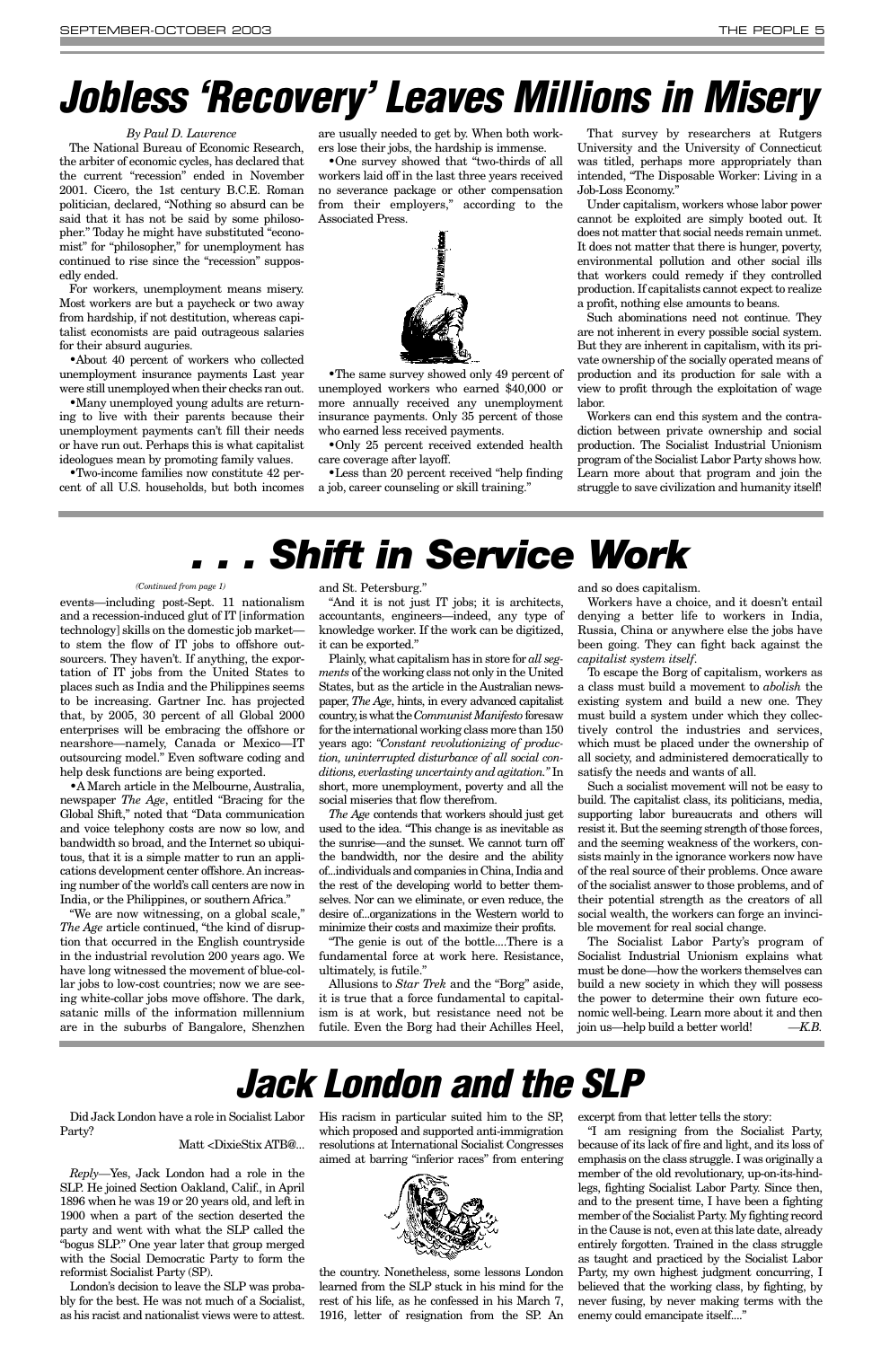# Jobless 'Recovery' Leaves Millions in Misery

*By Paul D. Lawrence*

The National Bureau of Economic Research, the arbiter of economic cycles, has declared that the current "recession" ended in November 2001. Cicero, the 1st century B.C.E. Roman politician, declared, "Nothing so absurd can be said that it has not be said by some philosopher." Today he might have substituted "economist" for "philosopher," for unemployment has continued to rise since the "recession" supposedly ended.

For workers, unemployment means misery. Most workers are but a paycheck or two away from hardship, if not destitution, whereas capitalist economists are paid outrageous salaries for their absurd auguries.

•About 40 percent of workers who collected unemployment insurance payments Last year were still unemployed when their checks ran out.

•Many unemployed young adults are returning to live with their parents because their unemployment payments can't fill their needs or have run out. Perhaps this is what capitalist ideologues mean by promoting family values.

•Two-income families now constitute 42 percent of all U.S. households, but both incomes are usually needed to get by. When both workers lose their jobs, the hardship is immense.

•One survey showed that "two-thirds of all workers laid off in the last three years received no severance package or other compensation from their employers," according to the Associated Press.

•The same survey showed only 49 percent of unemployed workers who earned $40,000 or more annually received any unemployment insurance payments. Only 35 percent of those who earned less received payments.

•Only 25 percent received extended health care coverage after layoff.

•Less than 20 percent received "help finding a job, career counseling or skill training."

That survey by researchers at Rutgers University and the University of Connecticut was titled, perhaps more appropriately than intended, "The Disposable Worker: Living in a Job-Loss Economy."

Under capitalism, workers whose labor power cannot be exploited are simply booted out. It does not matter that social needs remain unmet. It does not matter that there is hunger, poverty, environmental pollution and other social ills that workers could remedy if they controlled production. If capitalists cannot expect to realize a profit, nothing else amounts to beans.

Such abominations need not continue. They are not inherent in every possible social system. But they are inherent in capitalism, with its private ownership of the socially operated means of production and its production for sale with a view to profit through the exploitation of wage labor.

Workers can end this system and the contradiction between private ownership and social production. The Socialist Industrial Unionism program of the Socialist Labor Party shows how. Learn more about that program and join the struggle to save civilization and humanity itself!

# . . . Shift in Service Work

*(Continued from page 1)*

events—including post-Sept. 11 nationalism and a recession-induced glut of IT [information technology] skills on the domestic job market—to stem the flow of IT jobs to offshore outsourcers. They haven't. If anything, the exportation of IT jobs from the United States to places such as India and the Philippines seems to be increasing. Gartner Inc. has projected that, by 2005, 30 percent of all Global 2000 enterprises will be embracing the offshore or nearshore—namely, Canada or Mexico—IT outsourcing model." Even software coding and help desk functions are being exported.

•A March article in the Melbourne, Australia, newspaper *The Age*, entitled "Bracing for the Global Shift," noted that "Data communication and voice telephony costs are now so low, and bandwidth so broad, and the Internet so ubiquitous, that it is a simple matter to run an applications development center offshore. An increasing number of the world's call centers are now in India, or the Philippines, or southern Africa."

"We are now witnessing, on a global scale," *The Age* article continued, "the kind of disruption that occurred in the English countryside in the industrial revolution 200 years ago. We have long witnessed the movement of blue-collar jobs to low-cost countries; now we are seeing white-collar jobs move offshore. The dark, satanic mills of the information millennium are in the suburbs of Bangalore, Shenzhen and St. Petersburg."

"And it is not just IT jobs; it is architects, accountants, engineers—indeed, any type of knowledge worker. If the work can be digitized, it can be exported."

Plainly, what capitalism has in store for *all segments* of the working class not only in the United States, but as the article in the Australian newspaper, *The Age*, hints, in every advanced capitalist country, is what the *Communist Manifesto* foresaw for the international working class more than 150 years ago: *"Constant revolutionizing of production, uninterrupted disturbance of all social conditions, everlasting uncertainty and agitation."* In short, more unemployment, poverty and all the social miseries that flow therefrom.

*The Age* contends that workers should just get used to the idea. "This change is as inevitable as the sunrise—and the sunset. We cannot turn off the bandwidth, nor the desire and the ability of...individuals and companies in China, India and the rest of the developing world to better themselves. Nor can we eliminate, or even reduce, the desire of...organizations in the Western world to minimize their costs and maximize their profits.

"The genie is out of the bottle....There is a fundamental force at work here. Resistance, ultimately, is futile."

Allusions to *Star Trek* and the "Borg" aside, it is true that a force fundamental to capitalism is at work, but resistance need not be futile. Even the Borg had their Achilles Heel, and so does capitalism.

Workers have a choice, and it doesn't entail denying a better life to workers in India, Russia, China or anywhere else the jobs have been going. They can fight back against the *capitalist system itself*.

To escape the Borg of capitalism, workers as a class must build a movement to *abolish* the existing system and build a new one. They must build a system under which they collectively control the industries and services, which must be placed under the ownership of all society, and administered democratically to satisfy the needs and wants of all.

Such a socialist movement will not be easy to build. The capitalist class, its politicians, media, supporting labor bureaucrats and others will resist it. But the seeming strength of those forces, and the seeming weakness of the workers, consists mainly in the ignorance workers now have of the real source of their problems. Once aware of the socialist answer to those problems, and of their potential strength as the creators of all social wealth, the workers can forge an invincible movement for real social change.

The Socialist Labor Party's program of Socialist Industrial Unionism explains what must be done—how the workers themselves can build a new society in which they will possess the power to determine their own future economic well-being. Learn more about it and then join us—help build a better world! —*K.B.*

# Jack London and the SLP

Did Jack London have a role in Socialist Labor Party?

Matt <DixieStix ATB@...

*Reply*—Yes, Jack London had a role in the SLP. He joined Section Oakland, Calif., in April 1896 when he was 19 or 20 years old, and left in 1900 when a part of the section deserted the party and went with what the SLP called the "bogus SLP." One year later that group merged with the Social Democratic Party to form the reformist Socialist Party (SP).

London's decision to leave the SLP was probably for the best. He was not much of a Socialist, as his racist and nationalist views were to attest. His racism in particular suited him to the SP, which proposed and supported anti-immigration resolutions at International Socialist Congresses aimed at barring "inferior races" from entering the country. Nonetheless, some lessons London learned from the SLP stuck in his mind for the rest of his life, as he confessed in his March 7, 1916, letter of resignation from the SP. An excerpt from that letter tells the story:

"I am resigning from the Socialist Party, because of its lack of fire and light, and its loss of emphasis on the class struggle. I was originally a member of the old revolutionary, up-on-its-hind-legs, fighting Socialist Labor Party. Since then, and to the present time, I have been a fighting member of the Socialist Party. My fighting record in the Cause is not, even at this late date, already entirely forgotten. Trained in the class struggle as taught and practiced by the Socialist Labor Party, my own highest judgment concurring, I believed that the working class, by fighting, by never fusing, by never making terms with the enemy could emancipate itself...."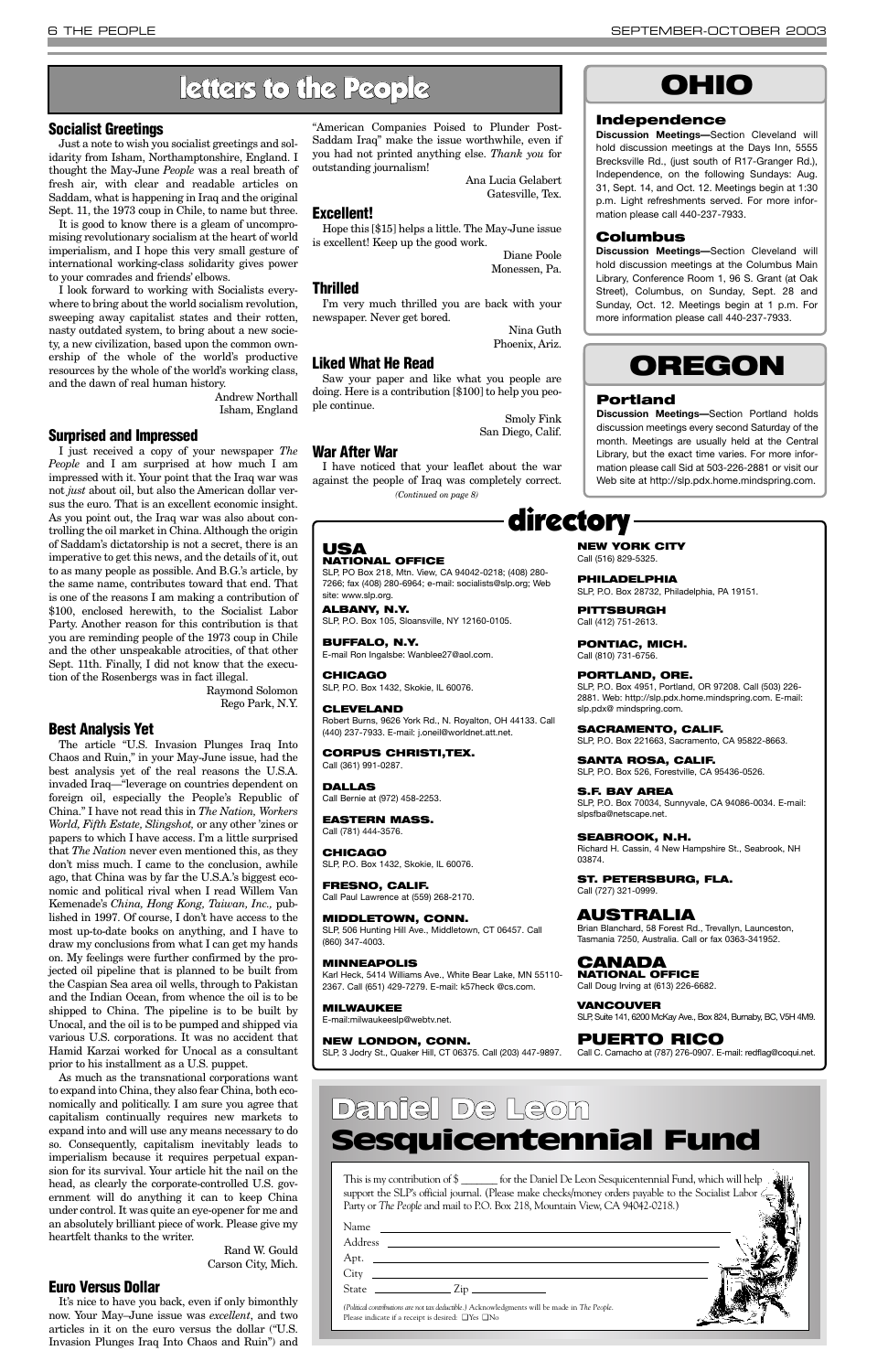# letters to the People

### Socialist Greetings

Just a note to wish you socialist greetings and solidarity from Isham, Northamptonshire, England. I thought the May-June *People* was a real breath of fresh air, with clear and readable articles on Saddam, what is happening in Iraq and the original Sept. 11, the 1973 coup in Chile, to name but three.

It is good to know there is a gleam of uncompromising revolutionary socialism at the heart of world imperialism, and I hope this very small gesture of international working-class solidarity gives power to your comrades and friends' elbows.

I look forward to working with Socialists everywhere to bring about the world socialism revolution, sweeping away capitalist states and their rotten, nasty outdated system, to bring about a new society, a new civilization, based upon the common ownership of the whole of the world's productive resources by the whole of the world's working class, and the dawn of real human history.

Andrew Northall
Isham, England

### Surprised and Impressed

I just received a copy of your newspaper *The People* and I am surprised at how much I am impressed with it. Your point that the Iraq war was not *just* about oil, but also the American dollar versus the euro. That is an excellent economic insight. As you point out, the Iraq war was also about controlling the oil market in China. Although the origin of Saddam's dictatorship is not a secret, there is an imperative to get this news, and the details of it, out to as many people as possible. And B.G.'s article, by the same name, contributes toward that end. That is one of the reasons I am making a contribution of $100, enclosed herewith, to the Socialist Labor Party. Another reason for this contribution is that you are reminding people of the 1973 coup in Chile and the other unspeakable atrocities, of that other Sept. 11th. Finally, I did not know that the execution of the Rosenbergs was in fact illegal.

Raymond Solomon
Rego Park, N.Y.

### Best Analysis Yet

The article "U.S. Invasion Plunges Iraq Into Chaos and Ruin," in your May-June issue, had the best analysis yet of the real reasons the U.S.A. invaded Iraq—"leverage on countries dependent on foreign oil, especially the People's Republic of China." I have not read this in *The Nation, Workers World, Fifth Estate, Slingshot,* or any other 'zines or papers to which I have access. I'm a little surprised that *The Nation* never even mentioned this, as they don't miss much. I came to the conclusion, awhile ago, that China was by far the U.S.A.'s biggest economic and political rival when I read Willem Van Kemenade's *China, Hong Kong, Taiwan, Inc.,* published in 1997. Of course, I don't have access to the most up-to-date books on anything, and I have to draw my conclusions from what I can get my hands on. My feelings were further confirmed by the projected oil pipeline that is planned to be built from the Caspian Sea area oil wells, through to Pakistan and the Indian Ocean, from whence the oil is to be shipped to China. The pipeline is to be built by Unocal, and the oil is to be pumped and shipped via various U.S. corporations. It was no accident that Hamid Karzai worked for Unocal as a consultant prior to his installment as a U.S. puppet.

As much as the transnational corporations want to expand into China, they also fear China, both economically and politically. I am sure you agree that capitalism continually requires new markets to expand into and will use any means necessary to do so. Consequently, capitalism inevitably leads to imperialism because it requires perpetual expansion for its survival. Your article hit the nail on the head, as clearly the corporate-controlled U.S. government will do anything it can to keep China under control. It was quite an eye-opener for me and an absolutely brilliant piece of work. Please give my heartfelt thanks to the writer.

Rand W. Gould
Carson City, Mich.

### Euro Versus Dollar

It's nice to have you back, even if only bimonthly now. Your May–June issue was *excellent*, and two articles in it on the euro versus the dollar ("U.S. Invasion Plunges Iraq Into Chaos and Ruin") and "American Companies Poised to Plunder Post-Saddam Iraq" make the issue worthwhile, even if you had not printed anything else. *Thank you* for outstanding journalism!

Ana Lucia Gelabert
Gatesville, Tex.

### Excellent!

Hope this [$15] helps a little. The May-June issue is excellent! Keep up the good work.

Diane Poole
Monessen, Pa.

### Thrilled

I'm very much thrilled you are back with your newspaper. Never get bored.

Nina Guth
Phoenix, Ariz.

### Liked What He Read

Saw your paper and like what you people are doing. Here is a contribution [$100] to help you people continue.

Smoly Fink
San Diego, Calif.

### War After War

I have noticed that your leaflet about the war against the people of Iraq was completely correct.

*(Continued on page 8)*

# OHIO

### Independence

**Discussion Meetings—**Section Cleveland will hold discussion meetings at the Days Inn, 5555 Brecksville Rd., (just south of R17-Granger Rd.), Independence, on the following Sundays: Aug. 31, Sept. 14, and Oct. 12. Meetings begin at 1:30 p.m. Light refreshments served. For more information please call 440-237-7933.

### Columbus

**Discussion Meetings—**Section Cleveland will hold discussion meetings at the Columbus Main Library, Conference Room 1, 96 S. Grant (at Oak Street), Columbus, on Sunday, Sept. 28 and Sunday, Oct. 12. Meetings begin at 1 p.m. For more information please call 440-237-7933.

# OREGON

### Portland

**Discussion Meetings—**Section Portland holds discussion meetings every second Saturday of the month. Meetings are usually held at the Central Library, but the exact time varies. For more information please call Sid at 503-226-2881 or visit our Web site at http://slp.pdx.home.mindspring.com.

# directory

## USA

**NATIONAL OFFICE**
SLP, PO Box 218, Mtn. View, CA 94042-0218; (408) 280-7266; fax (408) 280-6964; e-mail: socialists@slp.org; Web site: www.slp.org.

**ALBANY, N.Y.**
SLP, P.O. Box 105, Sloansville, NY 12160-0105.

**BUFFALO, N.Y.**
E-mail Ron Ingalsbe: Wanblee27@aol.com.

**CHICAGO**
SLP, P.O. Box 1432, Skokie, IL 60076.

**CLEVELAND**
Robert Burns, 9626 York Rd., N. Royalton, OH 44133. Call (440) 237-7933. E-mail: j.oneil@worldnet.att.net.

**CORPUS CHRISTI,TEX.**
Call (361) 991-0287.

**DALLAS**
Call Bernie at (972) 458-2253.

**EASTERN MASS.**
Call (781) 444-3576.

**CHICAGO**
SLP, P.O. Box 1432, Skokie, IL 60076.

**FRESNO, CALIF.**
Call Paul Lawrence at (559) 268-2170.

**MIDDLETOWN, CONN.**
SLP, 506 Hunting Hill Ave., Middletown, CT 06457. Call (860) 347-4003.

**MINNEAPOLIS**
Karl Heck, 5414 Williams Ave., White Bear Lake, MN 55110-2367. Call (651) 429-7279. E-mail: k57heck @cs.com.

**MILWAUKEE**
E-mail:milwaukeeslp@webtv.net.

**NEW LONDON, CONN.**
SLP, 3 Jodry St., Quaker Hill, CT 06375. Call (203) 447-9897.

**NEW YORK CITY**
Call (516) 829-5325.

**PHILADELPHIA**
SLP, P.O. Box 28732, Philadelphia, PA 19151.

**PITTSBURGH**
Call (412) 751-2613.

**PONTIAC, MICH.**
Call (810) 731-6756.

**PORTLAND, ORE.**
SLP, P.O. Box 4951, Portland, OR 97208. Call (503) 226-2881. Web: http://slp.pdx.home.mindspring.com. E-mail: slp.pdx@ mindspring.com.

**SACRAMENTO, CALIF.**
SLP, P.O. Box 221663, Sacramento, CA 95822-8663.

**SANTA ROSA, CALIF.**
SLP, P.O. Box 526, Forestville, CA 95436-0526.

**S.F. BAY AREA**
SLP, P.O. Box 70034, Sunnyvale, CA 94086-0034. E-mail: slpsfba@netscape.net.

**SEABROOK, N.H.**
Richard H. Cassin, 4 New Hampshire St., Seabrook, NH 03874.

**ST. PETERSBURG, FLA.**
Call (727) 321-0999.

## AUSTRALIA

Brian Blanchard, 58 Forest Rd., Trevallyn, Launceston, Tasmania 7250, Australia. Call or fax 0363-341952.

## CANADA

**NATIONAL OFFICE**
Call Doug Irving at (613) 226-6682.

**VANCOUVER**
SLP, Suite 141, 6200 McKay Ave., Box 824, Burnaby, BC, V5H 4M9.

## PUERTO RICO

Call C. Camacho at (787) 276-0907. E-mail: redflag@coqui.net.

# Daniel De Leon Sesquicentennial Fund

This is my contribution of $ _______ for the Daniel De Leon Sesquicentennial Fund, which will help support the SLP's official journal. (Please make checks/money orders payable to the Socialist Labor Party or *The People* and mail to P.O. Box 218, Mountain View, CA 94042-0218.)

Name ______________________________

Address ______________________________

Apt. ______________________________

City ______________________________

State ____________ Zip ____________

*(Political contributions are not tax deductible.)* Acknowledgments will be made in *The People.*
Please indicate if a receipt is desired: ☐Yes ☐No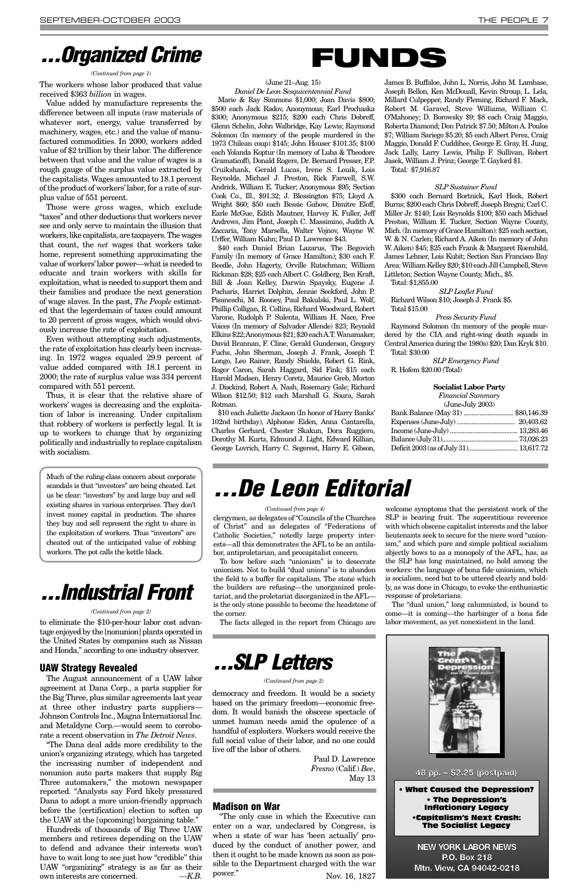# ...Organized Crime

*(Continued from page 1)*

The workers whose labor produced that value received $363 *billion* in wages.

Value added by manufacture represents the difference between all inputs (raw materials of whatever sort, energy, value transferred by machinery, wages, etc.) and the value of manufactured commodities. In 2000, workers added value of $2 trillion by their labor. The difference between that value and the value of wages is a rough gauge of the surplus value extracted by the capitalists. Wages amounted to 18.1 percent of the product of workers' labor, for a rate of surplus value of 551 percent.

Those were *gross* wages, which exclude "taxes" and other deductions that workers never see and only serve to maintain the illusion that workers, like capitalists, are taxpayers. The wages that count, the *net* wages that workers take home, represent something approximating the value of workers' labor power—what is needed to educate and train workers with skills for exploitation, what is needed to support them and their families and produce the next generation of wage slaves. In the past, *The People* estimated that the legerdemain of taxes could amount to 20 percent of gross wages, which would obviously increase the rate of exploitation.

Even without attempting such adjustments, the rate of exploitation has clearly been increasing. In 1972 wages equaled 29.9 percent of value added compared with 18.1 percent in 2000; the rate of surplus value was 334 percent compared with 551 percent.

Thus, it is clear that the relative share of workers' wages is decreasing and the exploitation of labor is increasing. Under capitalism that robbery of workers is perfectly legal. It is up to workers to change that by organizing politically and industrially to replace capitalism with socialism.

Much of the ruling-class concern about corporate scandals is that "investors" are being cheated. Let us be clear: "investors" by and large buy and sell existing shares in various enterprises. They don't invest money capital in production. The shares they buy and sell represent the right to share in the exploitation of workers. Thus "investors" are cheated out of the anticipated value of robbing workers. The pot calls the kettle black.

# ...Industrial Front

*(Continued from page 2)*

to eliminate the $10-per-hour labor cost advantage enjoyed by the [nonunion] plants operated in the United States by companies such as Nissan and Honda," according to one industry observer.

## UAW Strategy Revealed

The August announcement of a UAW labor agreement at Dana Corp., a parts supplier for the Big Three, plus similar agreements last year at three other industry parts suppliers—Johnson Controls Inc., Magna International Inc. and Metaldyne Corp.—would seem to corroborate a recent observation in *The Detroit News*.

"The Dana deal adds more credibility to the union's organizing strategy, which has targeted the increasing number of independent and nonunion auto parts makers that supply Big Three automakers," the motown newspaper reported. "Analysts say Ford likely pressured Dana to adopt a more union-friendly approach before the [certification] election to soften up the UAW at the [upcoming] bargaining table."

Hundreds of thousands of Big Three UAW members and retirees depending on the UAW to defend and advance their interests won't have to wait long to see just how "credible" this UAW "organizing" strategy is as far as their own interests are concerned. —*K.B.*

# FUNDS

(June 21–Aug. 15)

*Daniel De Leon Sesquicentennial Fund*

Marie & Ray Simmons $1,000; Joan Davis $800; $500 each Jack Radov, Anonymous; Earl Prochaska $300; Anonymous $215; $200 each Chris Dobreff, Glenn Schelin, John Walbridge, Kay Lewis; Raymond Solomon (In memory of the people murdered in the 1973 Chilean coup) $145; John Houser $101.35; $100 each Yolanda Koptur (In memory of Luba & Theodore Gramaticoff), Donald Rogers, Dr. Bernard Presser, F.P. Cruikshank, Gerald Lucas, Irene S. Louik, Lois Reynolds, Michael J. Preston, Rick Farwell, S.W. Andrick, William E. Tucker; Anonymous $95; Section Cook Co., Ill., $91.32; J. Blessington $75; Lloyd A. Wright $60; $50 each Bessie Gabow, Dimitre Eloff, Earle McGue, Edith Mautner, Harvey K. Fuller, Jeff Andrews, Jim Plant, Joseph C. Massimino, Judith A. Zaccaria, Tony Marsella, Walter Vojnov, Wayne W. Urffer, William Kuhn; Paul D. Lawrence $43.

$40 each Daniel Brian Lazarus, The Begovich Family (In memory of Grace Hamilton); $30 each F. Beedle, John Hagerty, Orville Rutschman; William Rickman $28; $25 each Albert C. Goldberg, Ben Kraft, Bill & Joan Kelley, Darwin Spaysky, Eugene J. Pacharis, Harriet Dolphin, Jennie Seekford, John P. Pisaneschi, M. Rooney, Paul Bakulski, Paul L. Wolf, Phillip Colligan, R. Collins, Richard Woodward, Robert Varone, Rudolph P. Sulenta, William H. Nace, Free Voices (In memory of Salvador Allende) $23; Reynold Elkins $22; Anonymous $21; $20 each A.T. Wanamaker, David Brannan, F. Cline, Gerald Gunderson, Gregory Fuchs, John Sherman, Joseph J. Frank, Joseph T. Longo, Leo Rainer, Randy Shields, Robert G. Rink, Roger Caron, Sarah Haggard, Sid Fink; $15 each Harold Madsen, Henry Coretz, Maurice Greb, Morton J. Disckind, Robert A. Nash, Rosemary Gale; Richard Wilson $12.50; $12 each Marshall G. Soura, Sarah Rotman.

$10 each Juliette Jackson (In honor of Harry Banks' 102nd birthday), Alphonse Eiden, Anna Cantarella, Charles Gerhard, Chester Skakun, Dora Ruggiero, Dorothy M. Kurtz, Edmund J. Light, Edward Killian, George Lovrich, Harry C. Segerest, Harry E. Gibson, James B. Buffaloe, John L. Norris, John M. Lambase, Joseph Bellon, Ken McDouall, Kevin Stroup, L. Lela, Millard Culpepper, Randy Fleming, Richard F. Mack, Robert M. Garavel, Steve Williams, William C. O'Mahoney; D. Borowsky $9; $8 each Craig Maggio, Roberta Diamond; Don Patrick $7.50; Milton A. Poulos $7; William Sariego $5.20; $5 each Albert Perez, Craig Maggio, Donald F. Cuddihee, George E. Gray, H. Jung, Jack Lally, Larry Lewis, Philip F. Sullivan, Robert Jasek, William J. Prinz; George T. Gaylord $1.

Total: $7,916.87

*SLP Sustainer Fund*

$300 each Bernard Bortnick, Karl Heck, Robert Burns; $200 each Chris Dobreff, Joseph Bregni; Carl C. Miller Jr. $140; Lois Reynolds $100; $50 each Michael Preston, William E. Tucker, Section Wayne County, Mich. (In memory of Grace Hamilton): $25 each section, W. & N. Carlen; Richard A. Aiken (In memory of John W. Aiken) $45; $25 each Frank & Margaret Roemhild, James Lehner, Lois Kubit; Section San Francisco Bay Area: William Kelley $20; $10 each Jill Campbell, Steve Littleton; Section Wayne County, Mich., $5.

Total: $1,855.00

*SLP Leaflet Fund*

Richard Wilson $10; Joseph J. Frank $5.

Total $15.00

*Press Security Fund*

Raymond Solomon (In memory of the people murdered by the CIA and right-wing death squads in Central America during the 1980s) $20; Dan Kryk $10.

Total: $30.00

*SLP Emergency Fund*

R. Hofem $20.00 (Total)

**Socialist Labor Party**
*Financial Summary*
(June-July 2003)

| | |
|---|---|
| Bank Balance (May 31) | $80,146.39 |
| Expenses (June-July) | 20,403.62 |
| Income (June-July) | 13,283.46 |
| Balance (July 31) | 73,026.23 |
| Deficit 2003 (as of July 31) | 13,617.72 |

# ...De Leon Editorial

*(Continued from page 4)*

clergymen, as delegates of "Councils of the Churches of Christ" and as delegates of "Federations of Catholic Societies," notedly large property interests—all this demonstrates the AFL to be an antilabor, antiproletarian, and procapitalist concern.

To bow before such "unionism" is to desecrate unionism. Not to build "dual unions" is to abandon the field to a buffer for capitalism. The stone which the builders are refusing—the unorganized proletariat, and the proletariat disorganized in the AFL—is the only stone possible to become the headstone of the corner.

The facts alleged in the report from Chicago are welcome symptoms that the persistent work of the SLP is bearing fruit. The superstitious reverence with which obscene capitalist interests and the labor lieutenants seek to secure for the mere word "unionism," and which pure and simple political socialism abjectly bows to as a monopoly of the AFL, has, as the SLP has long maintained, no hold among the workers: the language of bona fide unionism, which is socialism, need but to be uttered clearly and boldly, as was done in Chicago, to evoke the enthusiastic response of proletarians.

The "dual union," long calumniated, is bound to come—it is coming—the harbinger of a bona fide labor movement, as yet nonexistent in the land.

# ...SLP Letters

*(Continued from page 2)*

democracy and freedom. It would be a society based on the primary freedom—economic freedom. It would banish the obscene spectacle of unmet human needs amid the opulence of a handful of exploiters. Workers would receive the full social value of their labor, and no one could live off the labor of others.

Paul D. Lawrence
*Fresno* (Calif.) *Bee*,
May 13

## Madison on War

"The only case in which the Executive can enter on a war, undeclared by Congress, is when a state of war has 'been actually' produced by the conduct of another power, and then it ought to be made known as soon as possible to the Department charged with the war power." Nov. 16, 1827

The Great Depression

48 pp. – $2.25 (postpaid)

- **What Caused the Depression?**
- **The Depression's Inflationary Legacy**
- **Capitalism's Next Crash: The Socialist Legacy**

NEW YORK LABOR NEWS
P.O. Box 218
Mtn. View, CA 94042-0218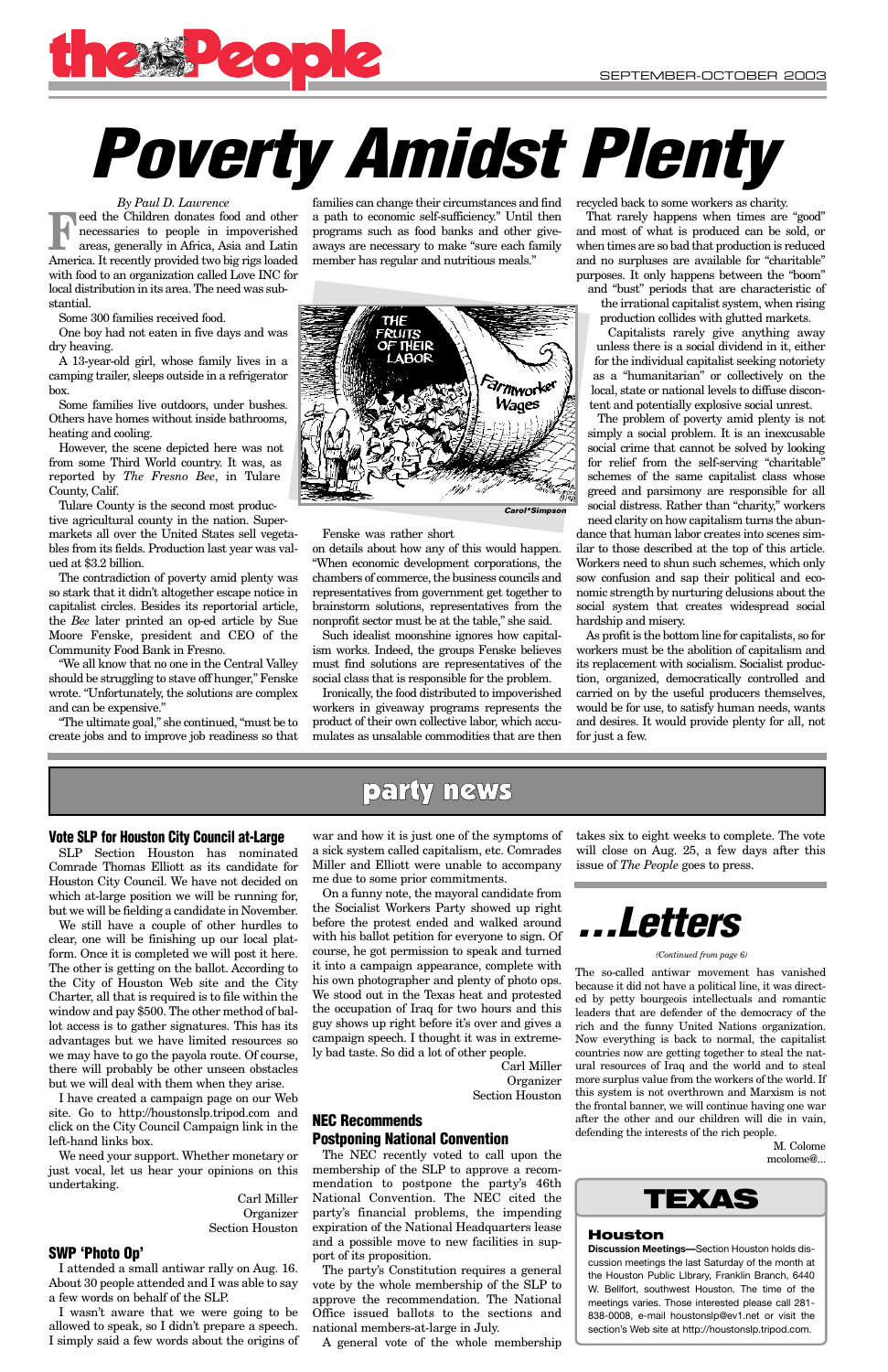# Poverty Amidst Plenty

*By Paul D. Lawrence*

Feed the Children donates food and other necessaries to people in impoverished areas, generally in Africa, Asia and Latin America. It recently provided two big rigs loaded with food to an organization called Love INC for local distribution in its area. The need was substantial.

Some 300 families received food.

One boy had not eaten in five days and was dry heaving.

A 13-year-old girl, whose family lives in a camping trailer, sleeps outside in a refrigerator box.

Some families live outdoors, under bushes. Others have homes without inside bathrooms, heating and cooling.

However, the scene depicted here was not from some Third World country. It was, as reported by *The Fresno Bee*, in Tulare County, Calif.

Tulare County is the second most productive agricultural county in the nation. Supermarkets all over the United States sell vegetables from its fields. Production last year was valued at $3.2 billion.

The contradiction of poverty amid plenty was so stark that it didn't altogether escape notice in capitalist circles. Besides its reportorial article, the *Bee* later printed an op-ed article by Sue Moore Fenske, president and CEO of the Community Food Bank in Fresno.

"We all know that no one in the Central Valley should be struggling to stave off hunger," Fenske wrote. "Unfortunately, the solutions are complex and can be expensive."

"The ultimate goal," she continued, "must be to create jobs and to improve job readiness so that families can change their circumstances and find a path to economic self-sufficiency." Until then programs such as food banks and other giveaways are necessary to make "sure each family member has regular and nutritious meals."

THE FRUITS OF THEIR LABOR

Farmworker Wages

Carol*Simpson

Fenske was rather short on details about how any of this would happen. "When economic development corporations, the chambers of commerce, the business councils and representatives from government get together to brainstorm solutions, representatives from the nonprofit sector must be at the table," she said.

Such idealist moonshine ignores how capitalism works. Indeed, the groups Fenske believes must find solutions are representatives of the social class that is responsible for the problem.

Ironically, the food distributed to impoverished workers in giveaway programs represents the product of their own collective labor, which accumulates as unsalable commodities that are then recycled back to some workers as charity.

That rarely happens when times are "good" and most of what is produced can be sold, or when times are so bad that production is reduced and no surpluses are available for "charitable" purposes. It only happens between the "boom" and "bust" periods that are characteristic of the irrational capitalist system, when rising production collides with glutted markets.

Capitalists rarely give anything away unless there is a social dividend in it, either for the individual capitalist seeking notoriety as a "humanitarian" or collectively on the local, state or national levels to diffuse discontent and potentially explosive social unrest.

The problem of poverty amid plenty is not simply a social problem. It is an inexcusable social crime that cannot be solved by looking for relief from the self-serving "charitable" schemes of the same capitalist class whose greed and parsimony are responsible for all social distress. Rather than "charity," workers need clarity on how capitalism turns the abundance that human labor creates into scenes similar to those described at the top of this article. Workers need to shun such schemes, which only sow confusion and sap their political and economic strength by nurturing delusions about the social system that creates widespread social hardship and misery.

As profit is the bottom line for capitalists, so for workers must be the abolition of capitalism and its replacement with socialism. Socialist production, organized, democratically controlled and carried on by the useful producers themselves, would be for use, to satisfy human needs, wants and desires. It would provide plenty for all, not for just a few.

# party news

## Vote SLP for Houston City Council at-Large

SLP Section Houston has nominated Comrade Thomas Elliott as its candidate for Houston City Council. We have not decided on which at-large position we will be running for, but we will be fielding a candidate in November.

We still have a couple of other hurdles to clear, one will be finishing up our local platform. Once it is completed we will post it here. The other is getting on the ballot. According to the City of Houston Web site and the City Charter, all that is required is to file within the window and pay $500. The other method of ballot access is to gather signatures. This has its advantages but we have limited resources so we may have to go the payola route. Of course, there will probably be other unseen obstacles but we will deal with them as they arise.

I have created a campaign page on our Web site. Go to http://houstonslp.tripod.com and click on the City Council Campaign link in the left-hand links box.

We need your support. Whether monetary or just vocal, let us hear your opinions on this undertaking.

Carl Miller
Organizer
Section Houston

## SWP 'Photo Op'

I attended a small antiwar rally on Aug. 16. About 30 people attended and I was able to say a few words on behalf of the SLP.

I wasn't aware that we were going to be allowed to speak, so I didn't prepare a speech. I simply said a few words about the origins of war and how it is just one of the symptoms of a sick system called capitalism, etc. Comrades Miller and Elliott were unable to accompany me due to some prior commitments.

On a funny note, the mayoral candidate from the Socialist Workers Party showed up right before the protest ended and walked around with his ballot petition for everyone to sign. Of course, he got permission to speak and turned it into a campaign appearance, complete with his own photographer and plenty of photo ops. We stood out in the Texas heat and protested the occupation of Iraq for two hours and this guy shows up right before it's over and gives a campaign speech. I thought it was in extremely bad taste. So did a lot of other people.

Carl Miller
Organizer
Section Houston

## NEC Recommends Postponing National Convention

The NEC recently voted to call upon the membership of the SLP to approve a recommendation to postpone the party's 46th National Convention. The NEC cited the party's financial problems, the impending expiration of the National Headquarters lease and a possible move to new facilities in support of its proposition.

The party's Constitution requires a general vote by the whole membership of the SLP to approve the recommendation. The National Office issued ballots to the sections and national members-at-large in July.

A general vote of the whole membership takes six to eight weeks to complete. The vote will close on Aug. 25, a few days after this issue of *The People* goes to press.

# ...Letters

*(Continued from page 6)*

The so-called antiwar movement has vanished because it did not have a political line, it was directed by petty bourgeois intellectuals and romantic leaders that are defender of the democracy of the rich and the funny United Nations organization. Now everything is back to normal, the capitalist countries now are getting together to steal the natural resources of Iraq and the world and to steal more surplus value from the workers of the world. If this system is not overthrown and Marxism is not the frontal banner, we will continue having one war after the other and our children will die in vain, defending the interests of the rich people.

M. Colome
mcolome@...

## TEXAS

### Houston

**Discussion Meetings—**Section Houston holds discussion meetings the last Saturday of the month at the Houston Public LIbrary, Franklin Branch, 6440 W. Bellfort, southwest Houston. The time of the meetings varies. Those interested please call 281-838-0008, e-mail houstonslp@ev1.net or visit the section's Web site at http://houstonslp.tripod.com.